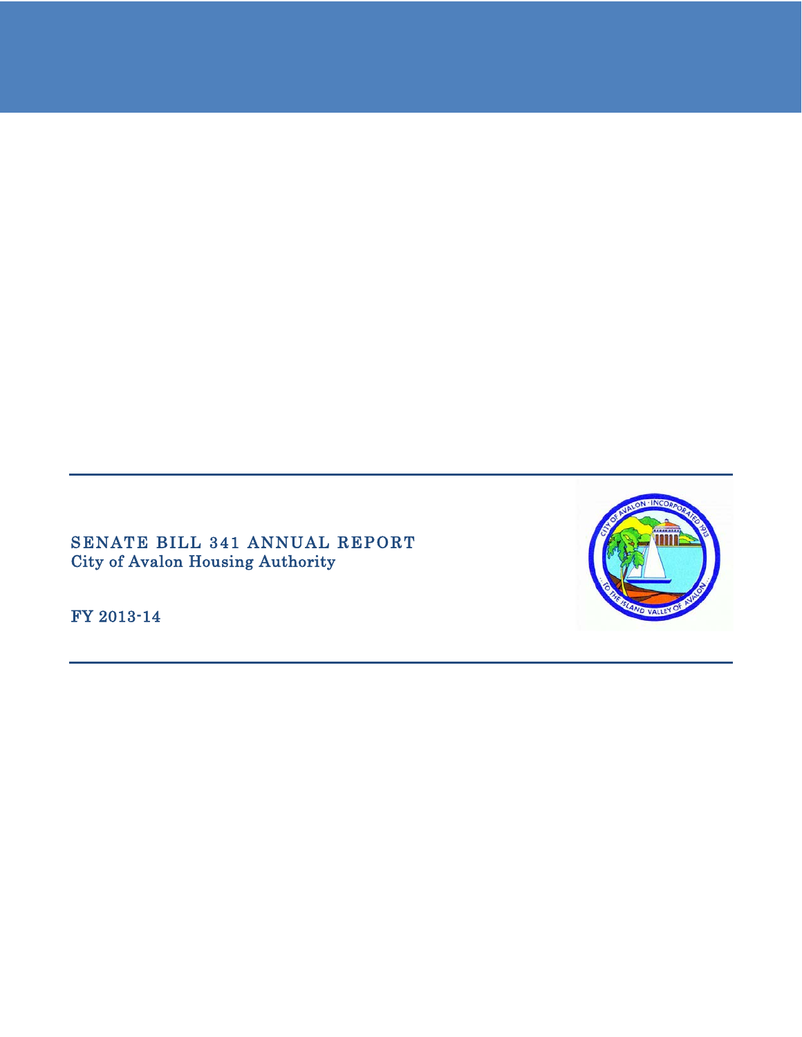# SENATE BILL 341 ANNUAL REPORT

## City of Avalon Housing Authority

FY 2013-14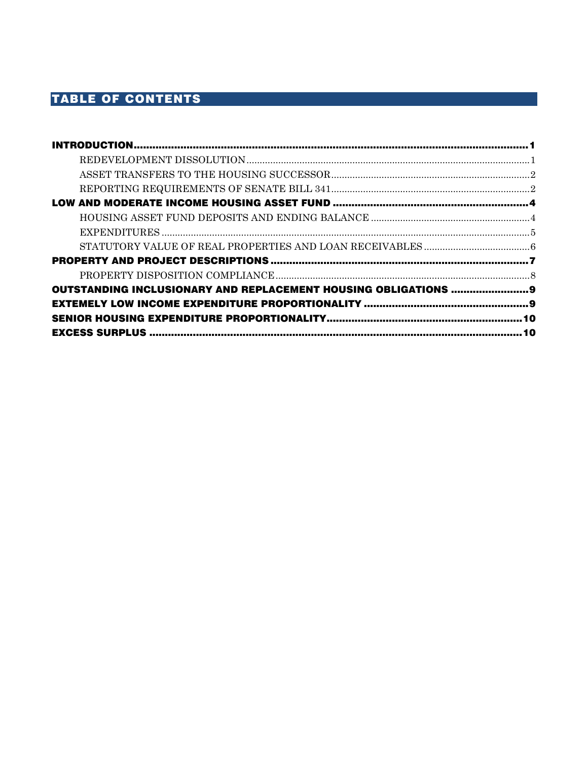# TABLE OF CONTENTS

**INTRODUCTION** .......... **1**

- REDEVELOPMENT DISSOLUTION .......... 1
- ASSET TRANSFERS TO THE HOUSING SUCCESSOR .......... 2
- REPORTING REQUIREMENTS OF SENATE BILL 341 .......... 2

**LOW AND MODERATE INCOME HOUSING ASSET FUND** .......... **4**

- HOUSING ASSET FUND DEPOSITS AND ENDING BALANCE .......... 4
- EXPENDITURES .......... 5
- STATUTORY VALUE OF REAL PROPERTIES AND LOAN RECEIVABLES .......... 6

**PROPERTY AND PROJECT DESCRIPTIONS** .......... **7**

- PROPERTY DISPOSITION COMPLIANCE .......... 8

**OUTSTANDING INCLUSIONARY AND REPLACEMENT HOUSING OBLIGATIONS** .......... **9**

**EXTEMELY LOW INCOME EXPENDITURE PROPORTIONALITY** .......... **9**

**SENIOR HOUSING EXPENDITURE PROPORTIONALITY** .......... **10**

**EXCESS SURPLUS** .......... **10**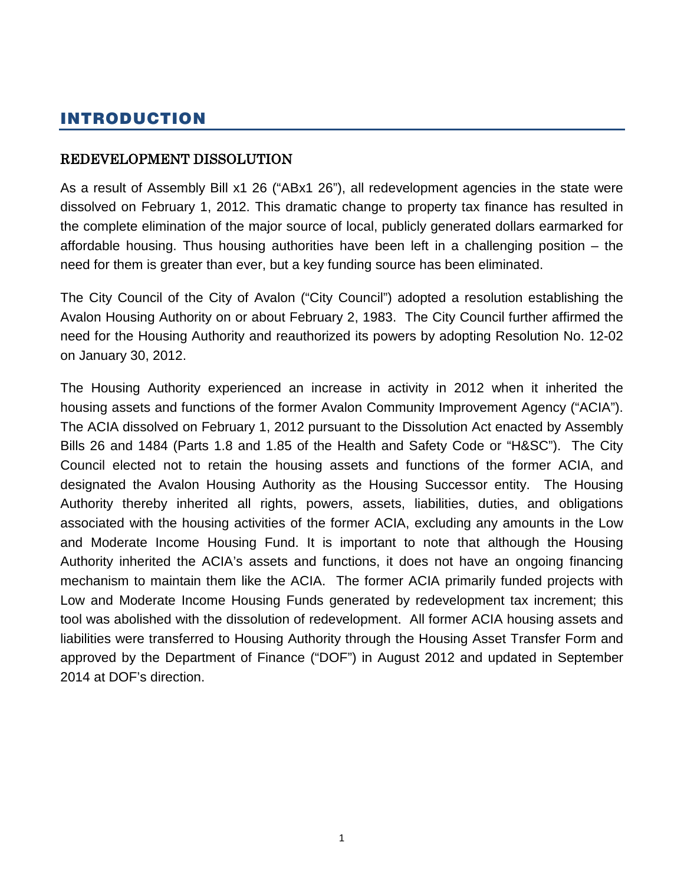# INTRODUCTION

## REDEVELOPMENT DISSOLUTION

As a result of Assembly Bill x1 26 ("ABx1 26"), all redevelopment agencies in the state were dissolved on February 1, 2012. This dramatic change to property tax finance has resulted in the complete elimination of the major source of local, publicly generated dollars earmarked for affordable housing. Thus housing authorities have been left in a challenging position – the need for them is greater than ever, but a key funding source has been eliminated.

The City Council of the City of Avalon ("City Council") adopted a resolution establishing the Avalon Housing Authority on or about February 2, 1983. The City Council further affirmed the need for the Housing Authority and reauthorized its powers by adopting Resolution No. 12-02 on January 30, 2012.

The Housing Authority experienced an increase in activity in 2012 when it inherited the housing assets and functions of the former Avalon Community Improvement Agency ("ACIA"). The ACIA dissolved on February 1, 2012 pursuant to the Dissolution Act enacted by Assembly Bills 26 and 1484 (Parts 1.8 and 1.85 of the Health and Safety Code or "H&SC"). The City Council elected not to retain the housing assets and functions of the former ACIA, and designated the Avalon Housing Authority as the Housing Successor entity. The Housing Authority thereby inherited all rights, powers, assets, liabilities, duties, and obligations associated with the housing activities of the former ACIA, excluding any amounts in the Low and Moderate Income Housing Fund. It is important to note that although the Housing Authority inherited the ACIA's assets and functions, it does not have an ongoing financing mechanism to maintain them like the ACIA. The former ACIA primarily funded projects with Low and Moderate Income Housing Funds generated by redevelopment tax increment; this tool was abolished with the dissolution of redevelopment. All former ACIA housing assets and liabilities were transferred to Housing Authority through the Housing Asset Transfer Form and approved by the Department of Finance ("DOF") in August 2012 and updated in September 2014 at DOF's direction.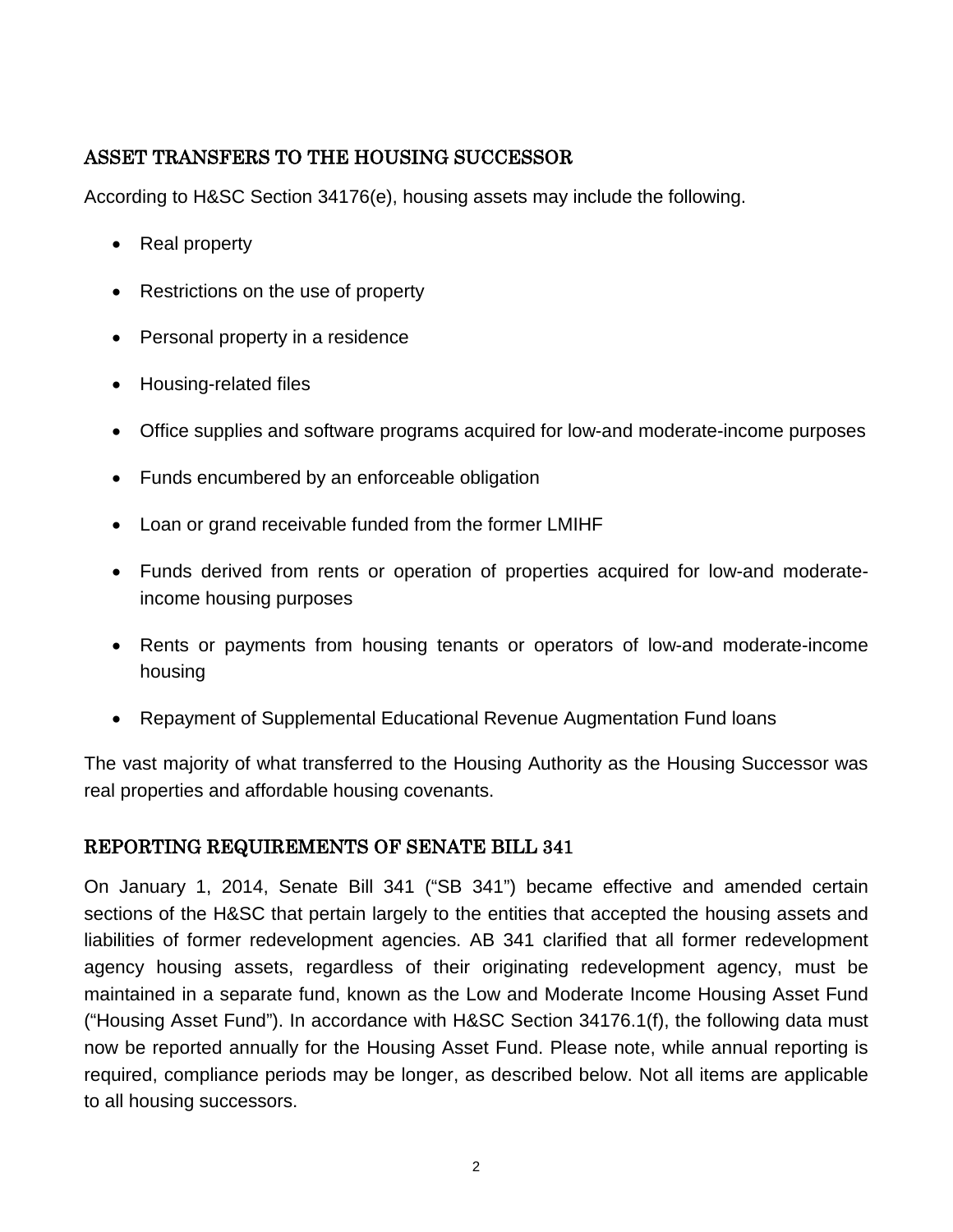## ASSET TRANSFERS TO THE HOUSING SUCCESSOR

According to H&SC Section 34176(e), housing assets may include the following.

- Real property
- Restrictions on the use of property
- Personal property in a residence
- Housing-related files
- Office supplies and software programs acquired for low-and moderate-income purposes
- Funds encumbered by an enforceable obligation
- Loan or grand receivable funded from the former LMIHF
- Funds derived from rents or operation of properties acquired for low-and moderate-income housing purposes
- Rents or payments from housing tenants or operators of low-and moderate-income housing
- Repayment of Supplemental Educational Revenue Augmentation Fund loans

The vast majority of what transferred to the Housing Authority as the Housing Successor was real properties and affordable housing covenants.

## REPORTING REQUIREMENTS OF SENATE BILL 341

On January 1, 2014, Senate Bill 341 ("SB 341") became effective and amended certain sections of the H&SC that pertain largely to the entities that accepted the housing assets and liabilities of former redevelopment agencies. AB 341 clarified that all former redevelopment agency housing assets, regardless of their originating redevelopment agency, must be maintained in a separate fund, known as the Low and Moderate Income Housing Asset Fund ("Housing Asset Fund"). In accordance with H&SC Section 34176.1(f), the following data must now be reported annually for the Housing Asset Fund. Please note, while annual reporting is required, compliance periods may be longer, as described below. Not all items are applicable to all housing successors.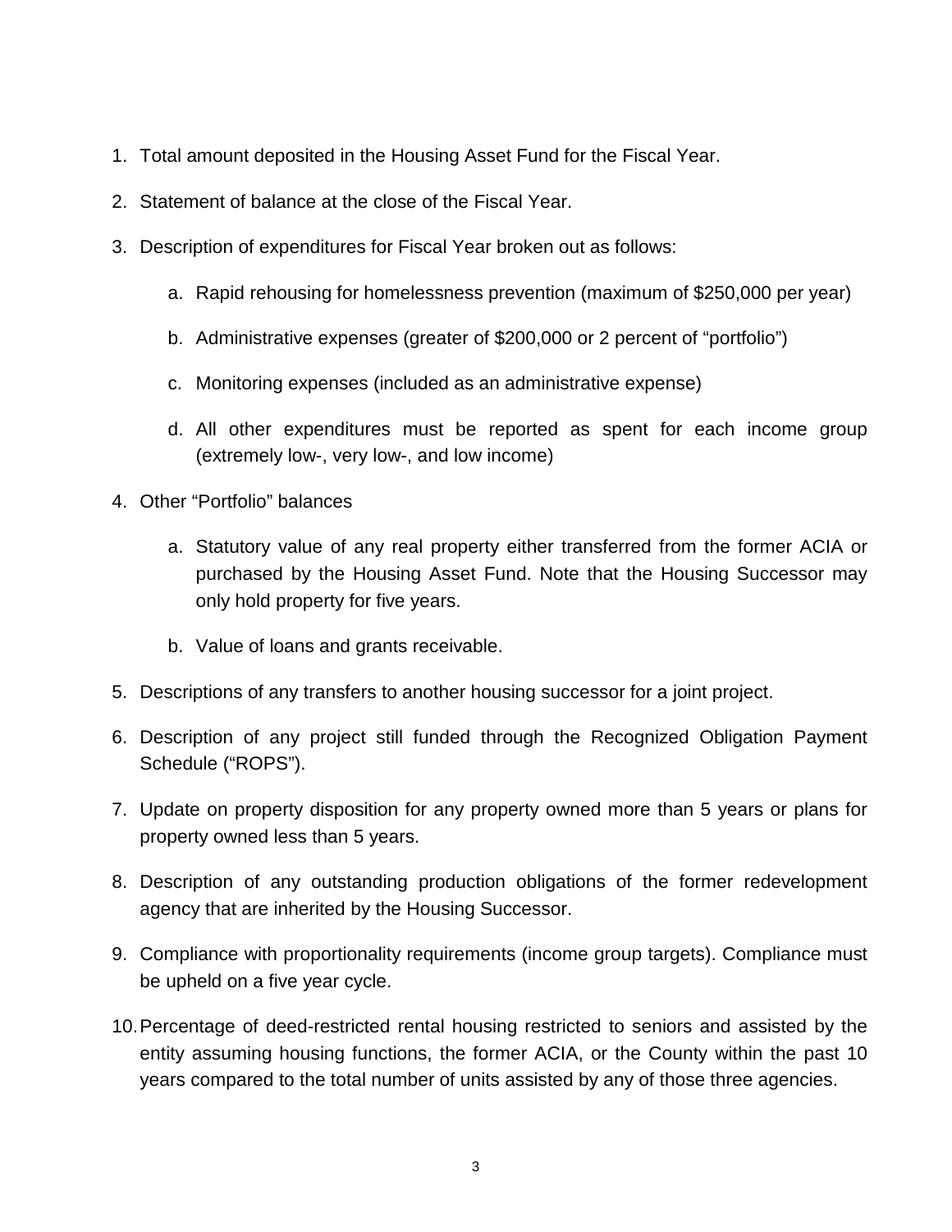1. Total amount deposited in the Housing Asset Fund for the Fiscal Year.

2. Statement of balance at the close of the Fiscal Year.

3. Description of expenditures for Fiscal Year broken out as follows:

   a. Rapid rehousing for homelessness prevention (maximum of $250,000 per year)

   b. Administrative expenses (greater of $200,000 or 2 percent of "portfolio")

   c. Monitoring expenses (included as an administrative expense)

   d. All other expenditures must be reported as spent for each income group (extremely low-, very low-, and low income)

4. Other "Portfolio" balances

   a. Statutory value of any real property either transferred from the former ACIA or purchased by the Housing Asset Fund. Note that the Housing Successor may only hold property for five years.

   b. Value of loans and grants receivable.

5. Descriptions of any transfers to another housing successor for a joint project.

6. Description of any project still funded through the Recognized Obligation Payment Schedule ("ROPS").

7. Update on property disposition for any property owned more than 5 years or plans for property owned less than 5 years.

8. Description of any outstanding production obligations of the former redevelopment agency that are inherited by the Housing Successor.

9. Compliance with proportionality requirements (income group targets). Compliance must be upheld on a five year cycle.

10. Percentage of deed-restricted rental housing restricted to seniors and assisted by the entity assuming housing functions, the former ACIA, or the County within the past 10 years compared to the total number of units assisted by any of those three agencies.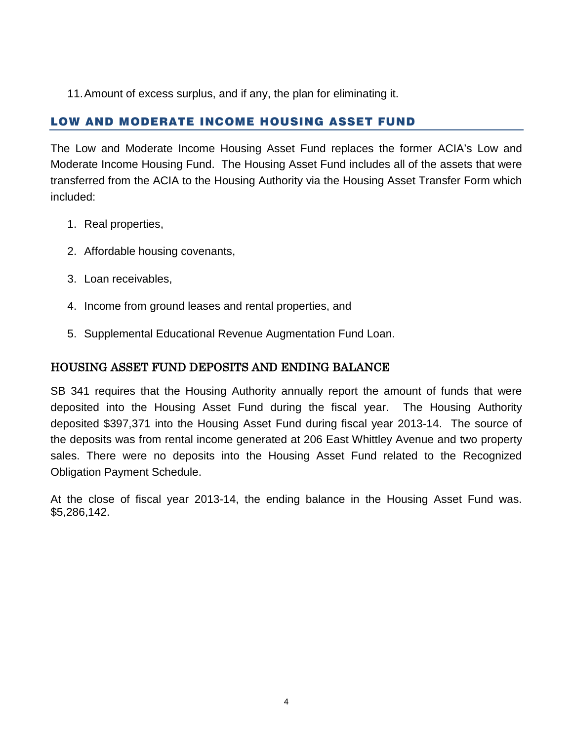11. Amount of excess surplus, and if any, the plan for eliminating it.

## LOW AND MODERATE INCOME HOUSING ASSET FUND

The Low and Moderate Income Housing Asset Fund replaces the former ACIA's Low and Moderate Income Housing Fund. The Housing Asset Fund includes all of the assets that were transferred from the ACIA to the Housing Authority via the Housing Asset Transfer Form which included:

1. Real properties,
2. Affordable housing covenants,
3. Loan receivables,
4. Income from ground leases and rental properties, and
5. Supplemental Educational Revenue Augmentation Fund Loan.

### HOUSING ASSET FUND DEPOSITS AND ENDING BALANCE

SB 341 requires that the Housing Authority annually report the amount of funds that were deposited into the Housing Asset Fund during the fiscal year. The Housing Authority deposited $397,371 into the Housing Asset Fund during fiscal year 2013-14. The source of the deposits was from rental income generated at 206 East Whittley Avenue and two property sales. There were no deposits into the Housing Asset Fund related to the Recognized Obligation Payment Schedule.

At the close of fiscal year 2013-14, the ending balance in the Housing Asset Fund was. $5,286,142.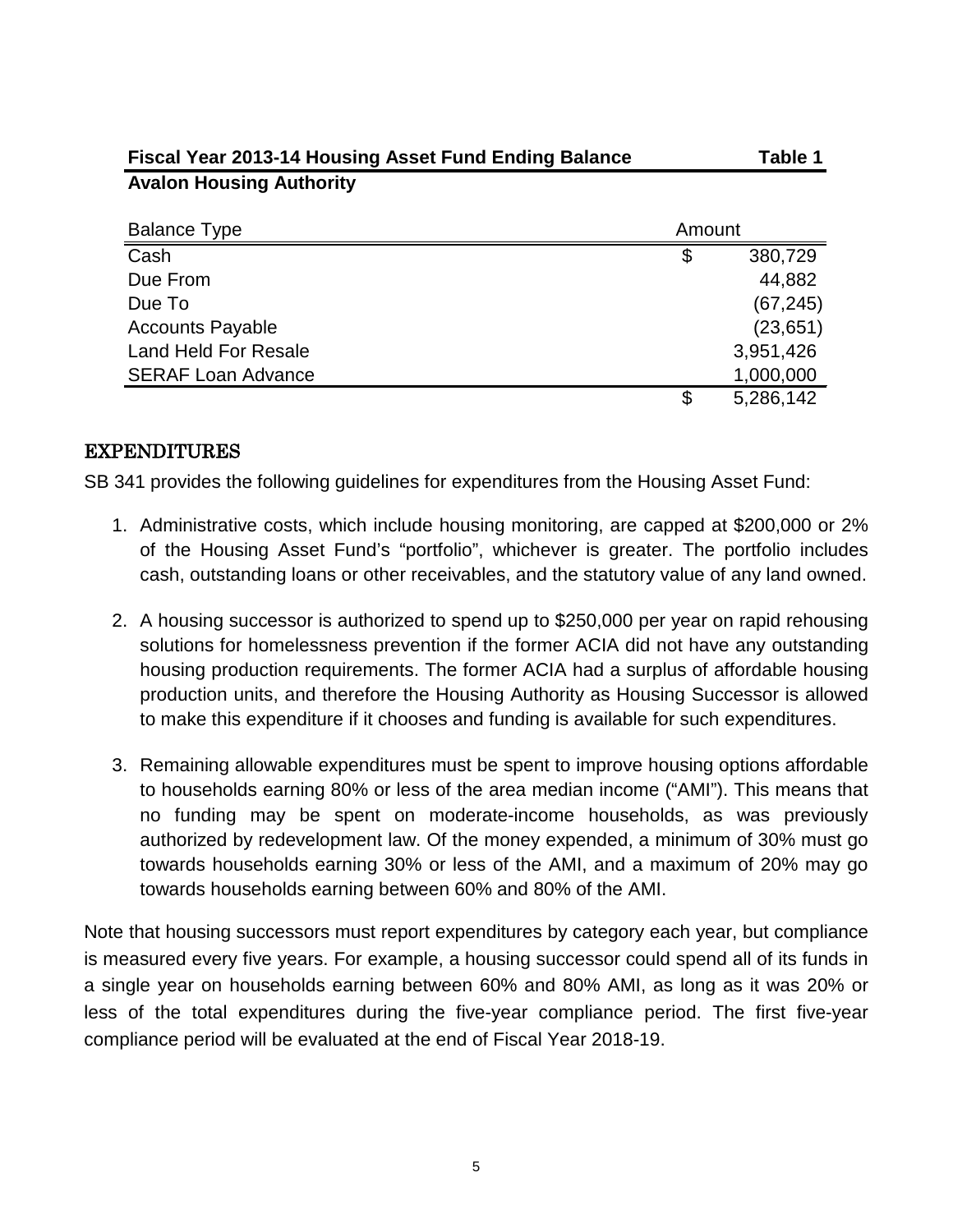**Fiscal Year 2013-14 Housing Asset Fund Ending Balance** **Table 1**

**Avalon Housing Authority**

| Balance Type | Amount |
|---|---|
| Cash | $ 380,729 |
| Due From | 44,882 |
| Due To | (67,245) |
| Accounts Payable | (23,651) |
| Land Held For Resale | 3,951,426 |
| SERAF Loan Advance | 1,000,000 |
| | $ 5,286,142 |

## EXPENDITURES

SB 341 provides the following guidelines for expenditures from the Housing Asset Fund:

1. Administrative costs, which include housing monitoring, are capped at $200,000 or 2% of the Housing Asset Fund's "portfolio", whichever is greater. The portfolio includes cash, outstanding loans or other receivables, and the statutory value of any land owned.

2. A housing successor is authorized to spend up to $250,000 per year on rapid rehousing solutions for homelessness prevention if the former ACIA did not have any outstanding housing production requirements. The former ACIA had a surplus of affordable housing production units, and therefore the Housing Authority as Housing Successor is allowed to make this expenditure if it chooses and funding is available for such expenditures.

3. Remaining allowable expenditures must be spent to improve housing options affordable to households earning 80% or less of the area median income ("AMI"). This means that no funding may be spent on moderate-income households, as was previously authorized by redevelopment law. Of the money expended, a minimum of 30% must go towards households earning 30% or less of the AMI, and a maximum of 20% may go towards households earning between 60% and 80% of the AMI.

Note that housing successors must report expenditures by category each year, but compliance is measured every five years. For example, a housing successor could spend all of its funds in a single year on households earning between 60% and 80% AMI, as long as it was 20% or less of the total expenditures during the five-year compliance period. The first five-year compliance period will be evaluated at the end of Fiscal Year 2018-19.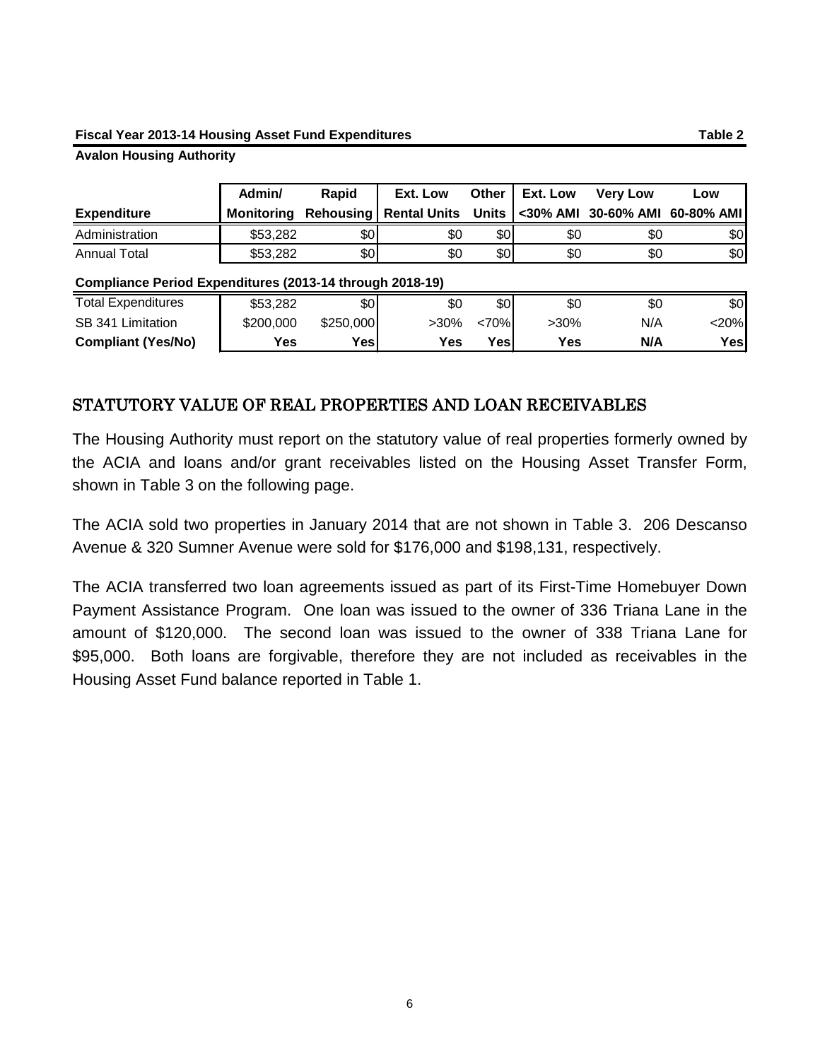**Fiscal Year 2013-14 Housing Asset Fund Expenditures** **Table 2**

**Avalon Housing Authority**

| Expenditure | Admin/ Monitoring | Rapid Rehousing | Ext. Low Rental Units | Other Units | Ext. Low <30% AMI | Very Low 30-60% AMI | Low 60-80% AMI |
|---|---|---|---|---|---|---|---|
| Administration | $53,282 | $0 | $0 | $0 | $0 | $0 | $0 |
| Annual Total | $53,282 | $0 | $0 | $0 | $0 | $0 | $0 |
| **Compliance Period Expenditures (2013-14 through 2018-19)** | | | | | | | |
| Total Expenditures | $53,282 | $0 | $0 | $0 | $0 | $0 | $0 |
| SB 341 Limitation | $200,000 | $250,000 | >30% | <70% | >30% | N/A | <20% |
| **Compliant (Yes/No)** | **Yes** | **Yes** | **Yes** | **Yes** | **Yes** | **N/A** | **Yes** |

## STATUTORY VALUE OF REAL PROPERTIES AND LOAN RECEIVABLES

The Housing Authority must report on the statutory value of real properties formerly owned by the ACIA and loans and/or grant receivables listed on the Housing Asset Transfer Form, shown in Table 3 on the following page.

The ACIA sold two properties in January 2014 that are not shown in Table 3. 206 Descanso Avenue & 320 Sumner Avenue were sold for $176,000 and $198,131, respectively.

The ACIA transferred two loan agreements issued as part of its First-Time Homebuyer Down Payment Assistance Program. One loan was issued to the owner of 336 Triana Lane in the amount of $120,000. The second loan was issued to the owner of 338 Triana Lane for $95,000. Both loans are forgivable, therefore they are not included as receivables in the Housing Asset Fund balance reported in Table 1.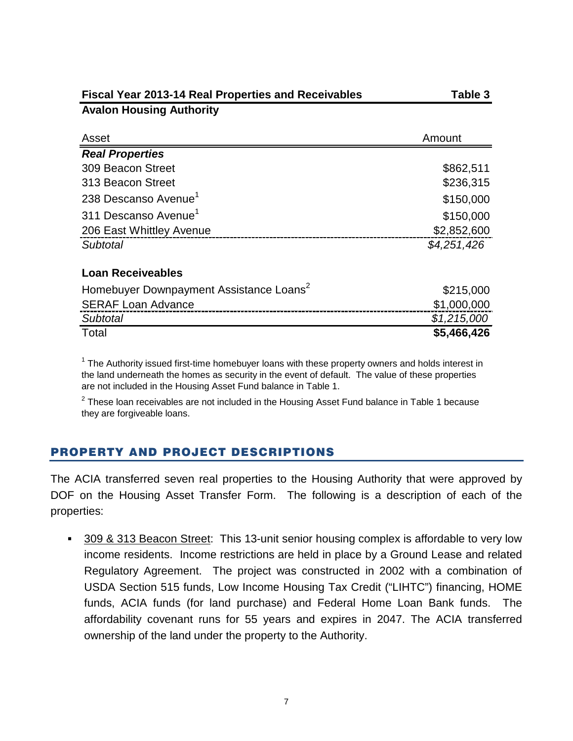**Fiscal Year 2013-14 Real Properties and Receivables** **Table 3**

**Avalon Housing Authority**

| Asset | Amount |
|---|---|
| ***Real Properties*** | |
| 309 Beacon Street | \$862,511 |
| 313 Beacon Street | \$236,315 |
| 238 Descanso Avenue[1] | \$150,000 |
| 311 Descanso Avenue[1] | \$150,000 |
| 206 East Whittley Avenue | \$2,852,600 |
| *Subtotal* | *\$4,251,426* |
| **Loan Receiveables** | |
| Homebuyer Downpayment Assistance Loans[2] | \$215,000 |
| SERAF Loan Advance | \$1,000,000 |
| *Subtotal* | *\$1,215,000* |
| Total | **\$5,466,426** |

[1] The Authority issued first-time homebuyer loans with these property owners and holds interest in the land underneath the homes as security in the event of default. The value of these properties are not included in the Housing Asset Fund balance in Table 1.

[2] These loan receivables are not included in the Housing Asset Fund balance in Table 1 because they are forgiveable loans.

## PROPERTY AND PROJECT DESCRIPTIONS

The ACIA transferred seven real properties to the Housing Authority that were approved by DOF on the Housing Asset Transfer Form. The following is a description of each of the properties:

- 309 & 313 Beacon Street: This 13-unit senior housing complex is affordable to very low income residents. Income restrictions are held in place by a Ground Lease and related Regulatory Agreement. The project was constructed in 2002 with a combination of USDA Section 515 funds, Low Income Housing Tax Credit ("LIHTC") financing, HOME funds, ACIA funds (for land purchase) and Federal Home Loan Bank funds. The affordability covenant runs for 55 years and expires in 2047. The ACIA transferred ownership of the land under the property to the Authority.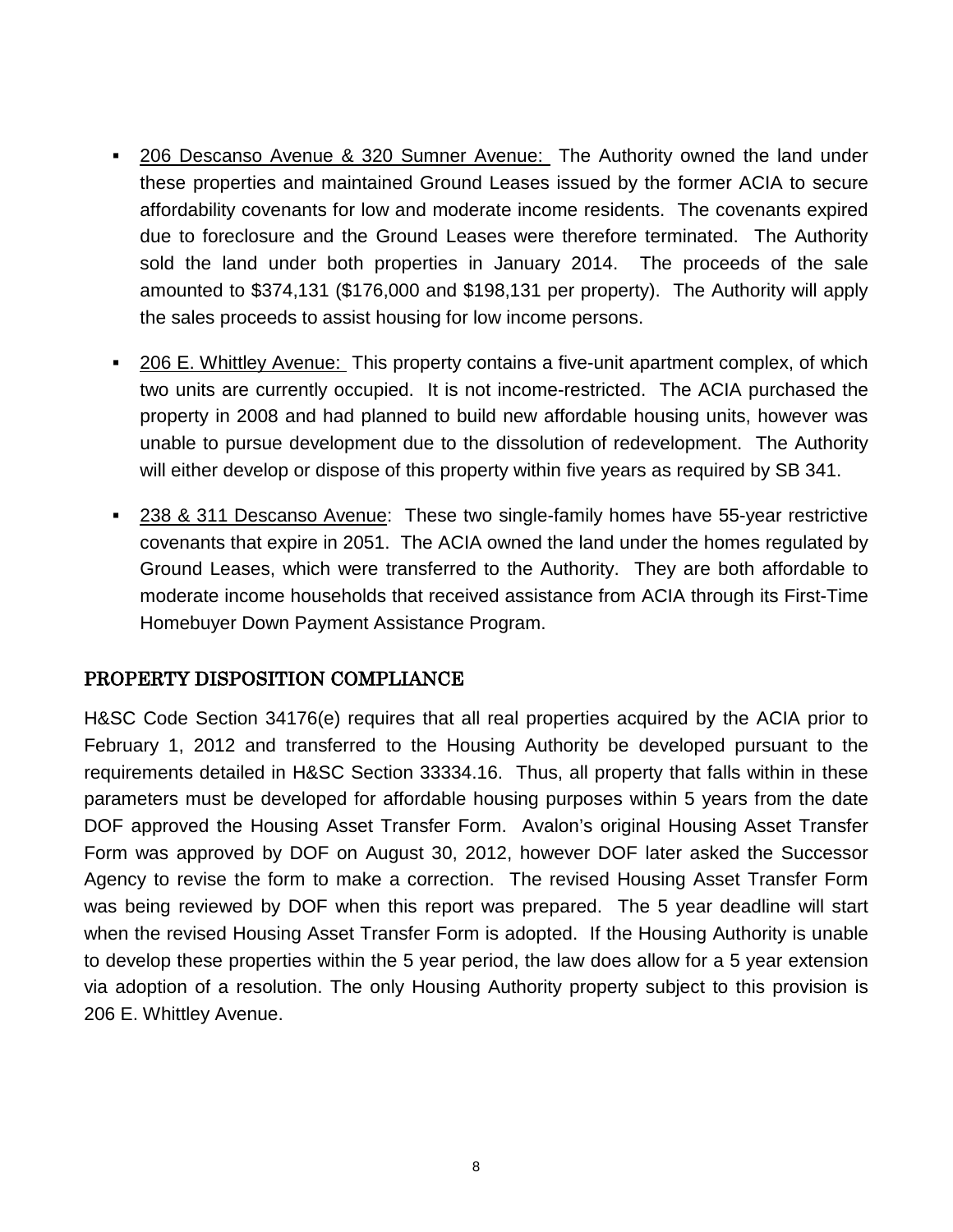- 206 Descanso Avenue & 320 Sumner Avenue: The Authority owned the land under these properties and maintained Ground Leases issued by the former ACIA to secure affordability covenants for low and moderate income residents. The covenants expired due to foreclosure and the Ground Leases were therefore terminated. The Authority sold the land under both properties in January 2014. The proceeds of the sale amounted to $374,131 ($176,000 and $198,131 per property). The Authority will apply the sales proceeds to assist housing for low income persons.

- 206 E. Whittley Avenue: This property contains a five-unit apartment complex, of which two units are currently occupied. It is not income-restricted. The ACIA purchased the property in 2008 and had planned to build new affordable housing units, however was unable to pursue development due to the dissolution of redevelopment. The Authority will either develop or dispose of this property within five years as required by SB 341.

- 238 & 311 Descanso Avenue: These two single-family homes have 55-year restrictive covenants that expire in 2051. The ACIA owned the land under the homes regulated by Ground Leases, which were transferred to the Authority. They are both affordable to moderate income households that received assistance from ACIA through its First-Time Homebuyer Down Payment Assistance Program.

## PROPERTY DISPOSITION COMPLIANCE

H&SC Code Section 34176(e) requires that all real properties acquired by the ACIA prior to February 1, 2012 and transferred to the Housing Authority be developed pursuant to the requirements detailed in H&SC Section 33334.16. Thus, all property that falls within in these parameters must be developed for affordable housing purposes within 5 years from the date DOF approved the Housing Asset Transfer Form. Avalon's original Housing Asset Transfer Form was approved by DOF on August 30, 2012, however DOF later asked the Successor Agency to revise the form to make a correction. The revised Housing Asset Transfer Form was being reviewed by DOF when this report was prepared. The 5 year deadline will start when the revised Housing Asset Transfer Form is adopted. If the Housing Authority is unable to develop these properties within the 5 year period, the law does allow for a 5 year extension via adoption of a resolution. The only Housing Authority property subject to this provision is 206 E. Whittley Avenue.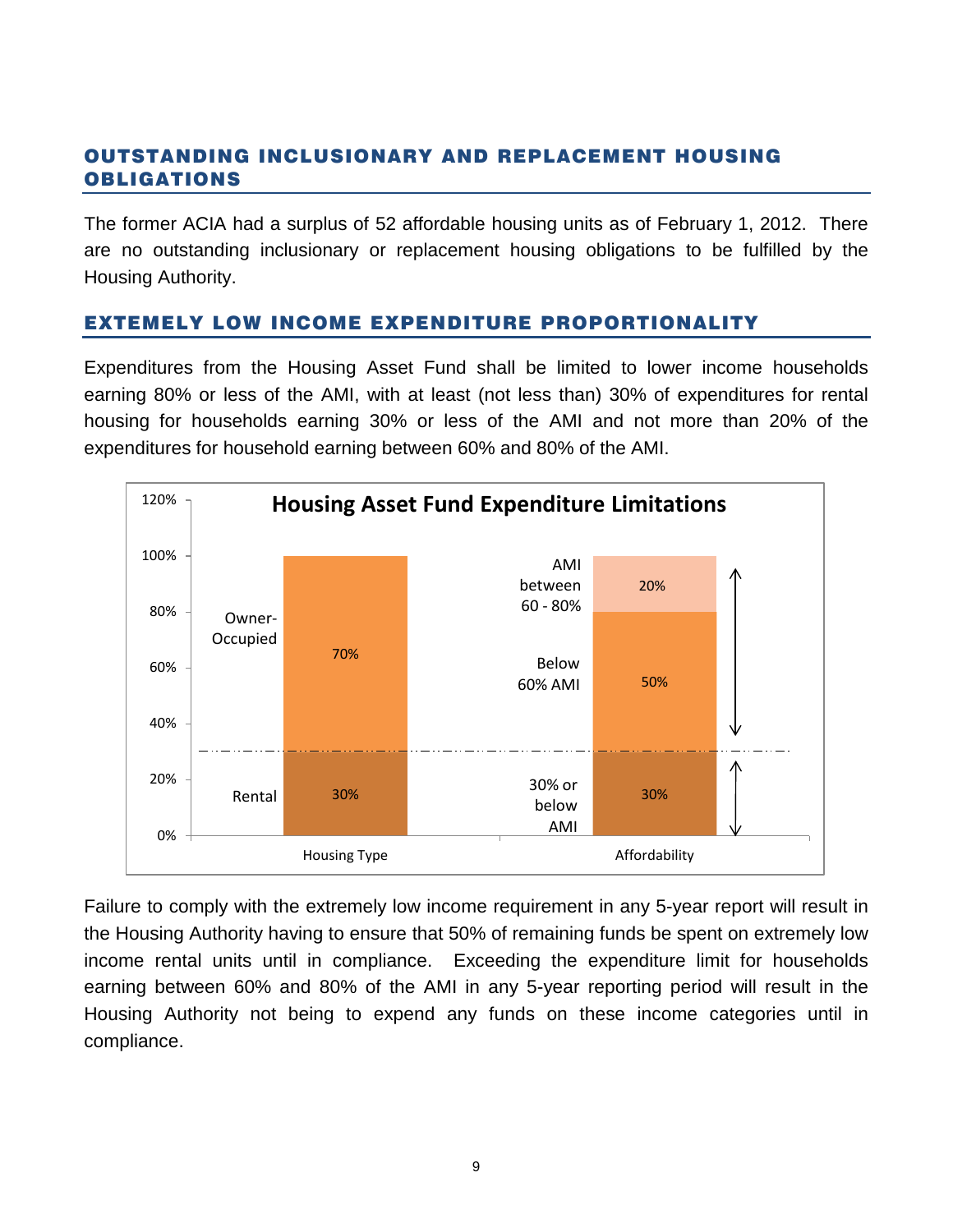## OUTSTANDING INCLUSIONARY AND REPLACEMENT HOUSING OBLIGATIONS

The former ACIA had a surplus of 52 affordable housing units as of February 1, 2012. There are no outstanding inclusionary or replacement housing obligations to be fulfilled by the Housing Authority.

## EXTEMELY LOW INCOME EXPENDITURE PROPORTIONALITY

Expenditures from the Housing Asset Fund shall be limited to lower income households earning 80% or less of the AMI, with at least (not less than) 30% of expenditures for rental housing for households earning 30% or less of the AMI and not more than 20% of the expenditures for household earning between 60% and 80% of the AMI.

**Housing Asset Fund Expenditure Limitations**

| Housing Type | | Affordability | |
|---|---|---|---|
| Owner-Occupied | 70% | AMI between 60 - 80% | 20% |
| | | Below 60% AMI | 50% |
| Rental | 30% | 30% or below AMI | 30% |

Failure to comply with the extremely low income requirement in any 5-year report will result in the Housing Authority having to ensure that 50% of remaining funds be spent on extremely low income rental units until in compliance. Exceeding the expenditure limit for households earning between 60% and 80% of the AMI in any 5-year reporting period will result in the Housing Authority not being to expend any funds on these income categories until in compliance.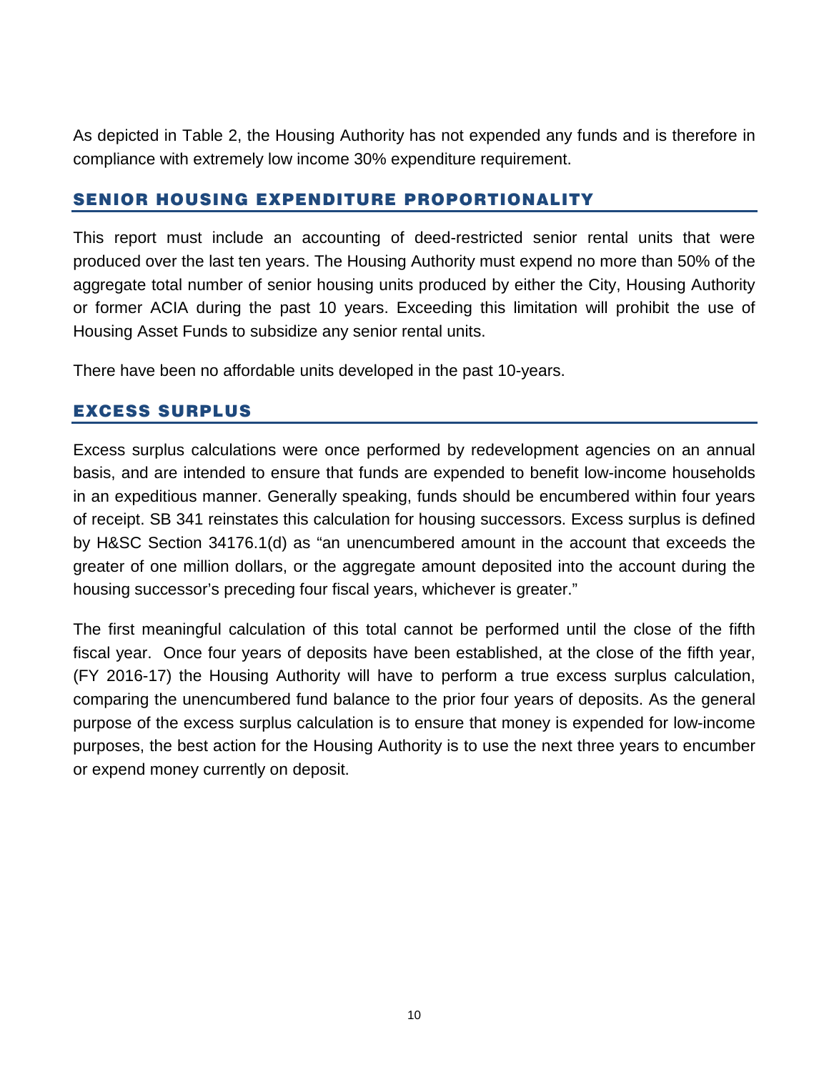As depicted in Table 2, the Housing Authority has not expended any funds and is therefore in compliance with extremely low income 30% expenditure requirement.

## SENIOR HOUSING EXPENDITURE PROPORTIONALITY

This report must include an accounting of deed-restricted senior rental units that were produced over the last ten years. The Housing Authority must expend no more than 50% of the aggregate total number of senior housing units produced by either the City, Housing Authority or former ACIA during the past 10 years. Exceeding this limitation will prohibit the use of Housing Asset Funds to subsidize any senior rental units.

There have been no affordable units developed in the past 10-years.

## EXCESS SURPLUS

Excess surplus calculations were once performed by redevelopment agencies on an annual basis, and are intended to ensure that funds are expended to benefit low-income households in an expeditious manner. Generally speaking, funds should be encumbered within four years of receipt. SB 341 reinstates this calculation for housing successors. Excess surplus is defined by H&SC Section 34176.1(d) as "an unencumbered amount in the account that exceeds the greater of one million dollars, or the aggregate amount deposited into the account during the housing successor's preceding four fiscal years, whichever is greater."

The first meaningful calculation of this total cannot be performed until the close of the fifth fiscal year. Once four years of deposits have been established, at the close of the fifth year, (FY 2016-17) the Housing Authority will have to perform a true excess surplus calculation, comparing the unencumbered fund balance to the prior four years of deposits. As the general purpose of the excess surplus calculation is to ensure that money is expended for low-income purposes, the best action for the Housing Authority is to use the next three years to encumber or expend money currently on deposit.